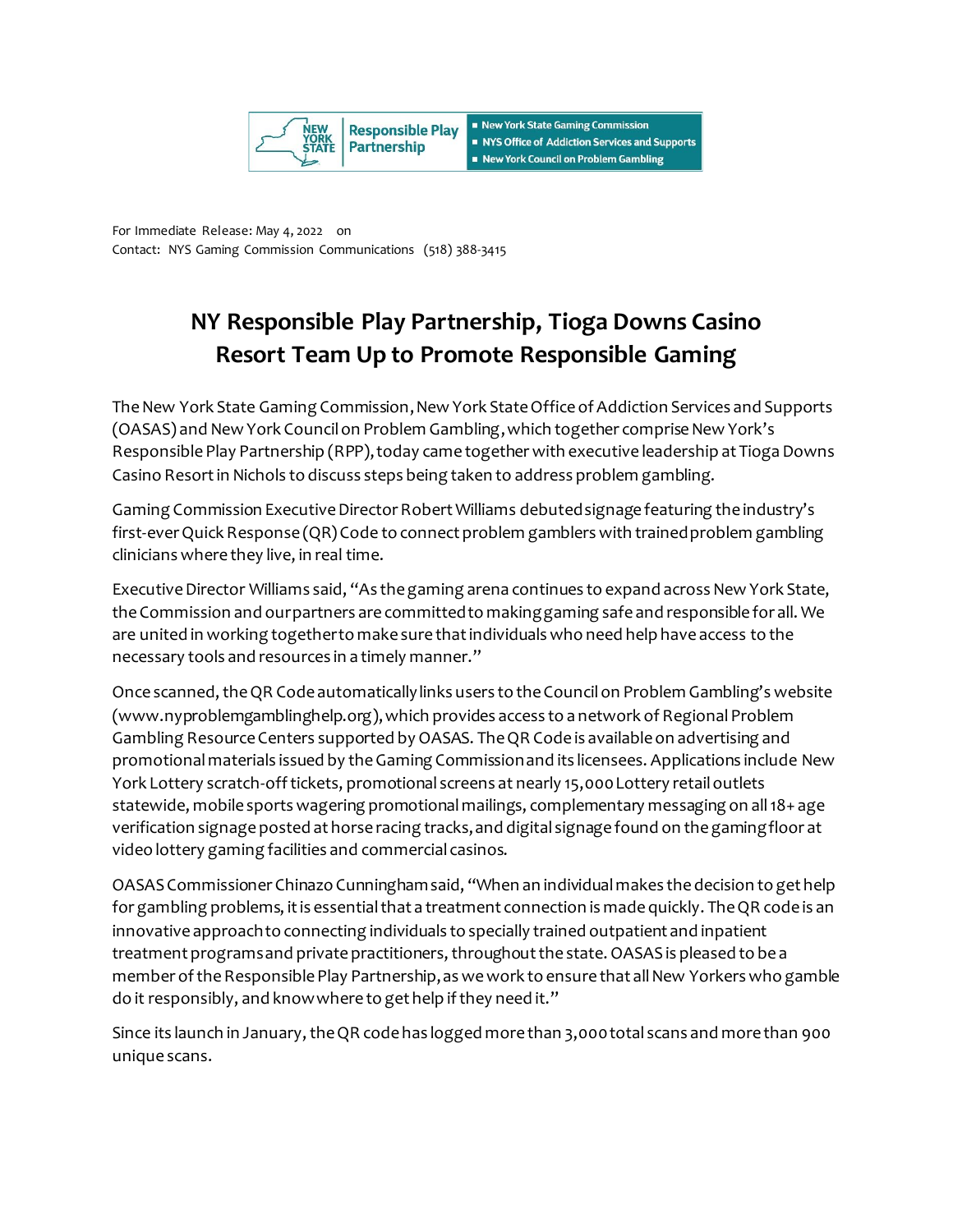NEW YORK STATE | Responsible Play Partnership

- New York State Gaming Commission
- NYS Office of Addiction Services and Supports
- New York Council on Problem Gambling

For Immediate Release: May 4, 2022 on
Contact: NYS Gaming Commission Communications (518) 388-3415

# NY Responsible Play Partnership, Tioga Downs Casino Resort Team Up to Promote Responsible Gaming

The New York State Gaming Commission, New York State Office of Addiction Services and Supports (OASAS) and New York Council on Problem Gambling, which together comprise New York's Responsible Play Partnership (RPP), today came together with executive leadership at Tioga Downs Casino Resort in Nichols to discuss steps being taken to address problem gambling.

Gaming Commission Executive Director Robert Williams debuted signage featuring the industry's first-ever Quick Response (QR) Code to connect problem gamblers with trained problem gambling clinicians where they live, in real time.

Executive Director Williams said, "As the gaming arena continues to expand across New York State, the Commission and our partners are committed to making gaming safe and responsible for all. We are united in working together to make sure that individuals who need help have access to the necessary tools and resources in a timely manner."

Once scanned, the QR Code automatically links users to the Council on Problem Gambling's website (www.nyproblemgamblinghelp.org), which provides access to a network of Regional Problem Gambling Resource Centers supported by OASAS. The QR Code is available on advertising and promotional materials issued by the Gaming Commission and its licensees. Applications include New York Lottery scratch-off tickets, promotional screens at nearly 15,000 Lottery retail outlets statewide, mobile sports wagering promotional mailings, complementary messaging on all 18+ age verification signage posted at horse racing tracks, and digital signage found on the gaming floor at video lottery gaming facilities and commercial casinos.

OASAS Commissioner Chinazo Cunningham said, "When an individual makes the decision to get help for gambling problems, it is essential that a treatment connection is made quickly. The QR code is an innovative approach to connecting individuals to specially trained outpatient and inpatient treatment programs and private practitioners, throughout the state. OASAS is pleased to be a member of the Responsible Play Partnership, as we work to ensure that all New Yorkers who gamble do it responsibly, and know where to get help if they need it."

Since its launch in January, the QR code has logged more than 3,000 total scans and more than 900 unique scans.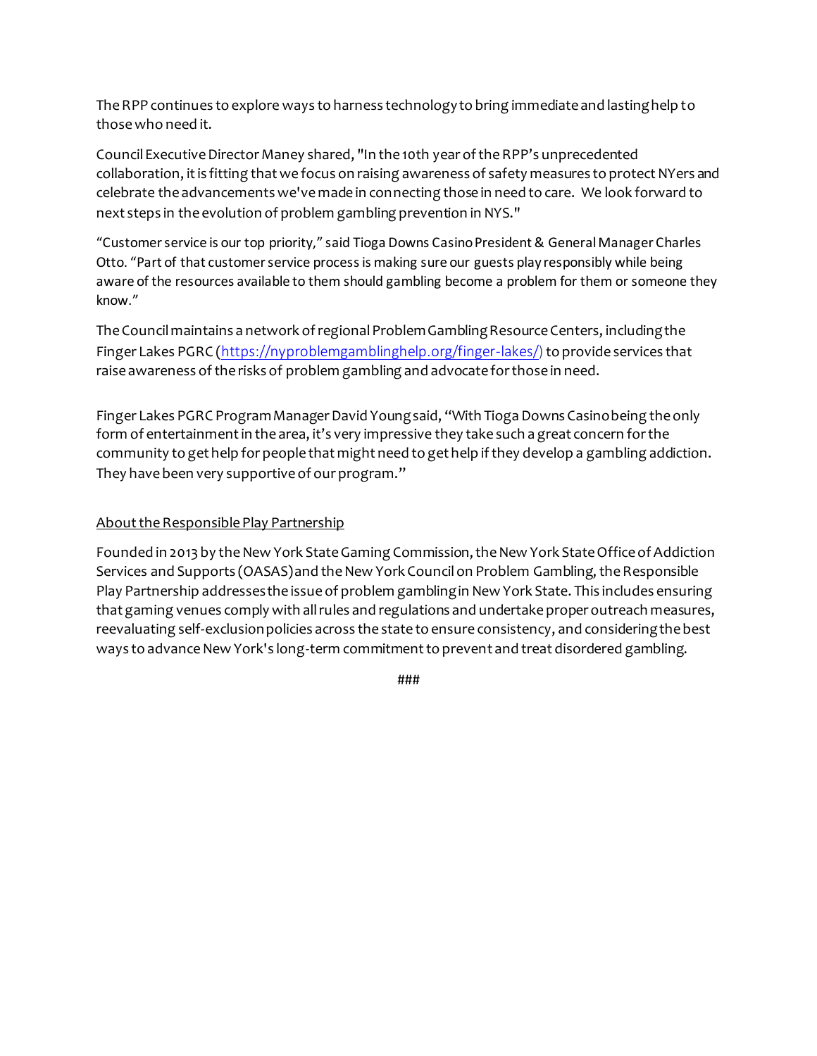The RPP continues to explore ways to harness technology to bring immediate and lasting help to those who need it.

Council Executive Director Maney shared, "In the 10th year of the RPP's unprecedented collaboration, it is fitting that we focus on raising awareness of safety measures to protect NYers and celebrate the advancements we've made in connecting those in need to care. We look forward to next steps in the evolution of problem gambling prevention in NYS."

"Customer service is our top priority," said Tioga Downs Casino President & General Manager Charles Otto. "Part of that customer service process is making sure our guests play responsibly while being aware of the resources available to them should gambling become a problem for them or someone they know."

The Council maintains a network of regional Problem Gambling Resource Centers, including the Finger Lakes PGRC ([https://nyproblemgamblinghelp.org/finger-lakes/](https://nyproblemgamblinghelp.org/finger-lakes/)) to provide services that raise awareness of the risks of problem gambling and advocate for those in need.

Finger Lakes PGRC Program Manager David Young said, "With Tioga Downs Casino being the only form of entertainment in the area, it's very impressive they take such a great concern for the community to get help for people that might need to get help if they develop a gambling addiction. They have been very supportive of our program."

## About the Responsible Play Partnership

Founded in 2013 by the New York State Gaming Commission, the New York State Office of Addiction Services and Supports (OASAS) and the New York Council on Problem Gambling, the Responsible Play Partnership addresses the issue of problem gambling in New York State. This includes ensuring that gaming venues comply with all rules and regulations and undertake proper outreach measures, reevaluating self-exclusion policies across the state to ensure consistency, and considering the best ways to advance New York's long-term commitment to prevent and treat disordered gambling.

###